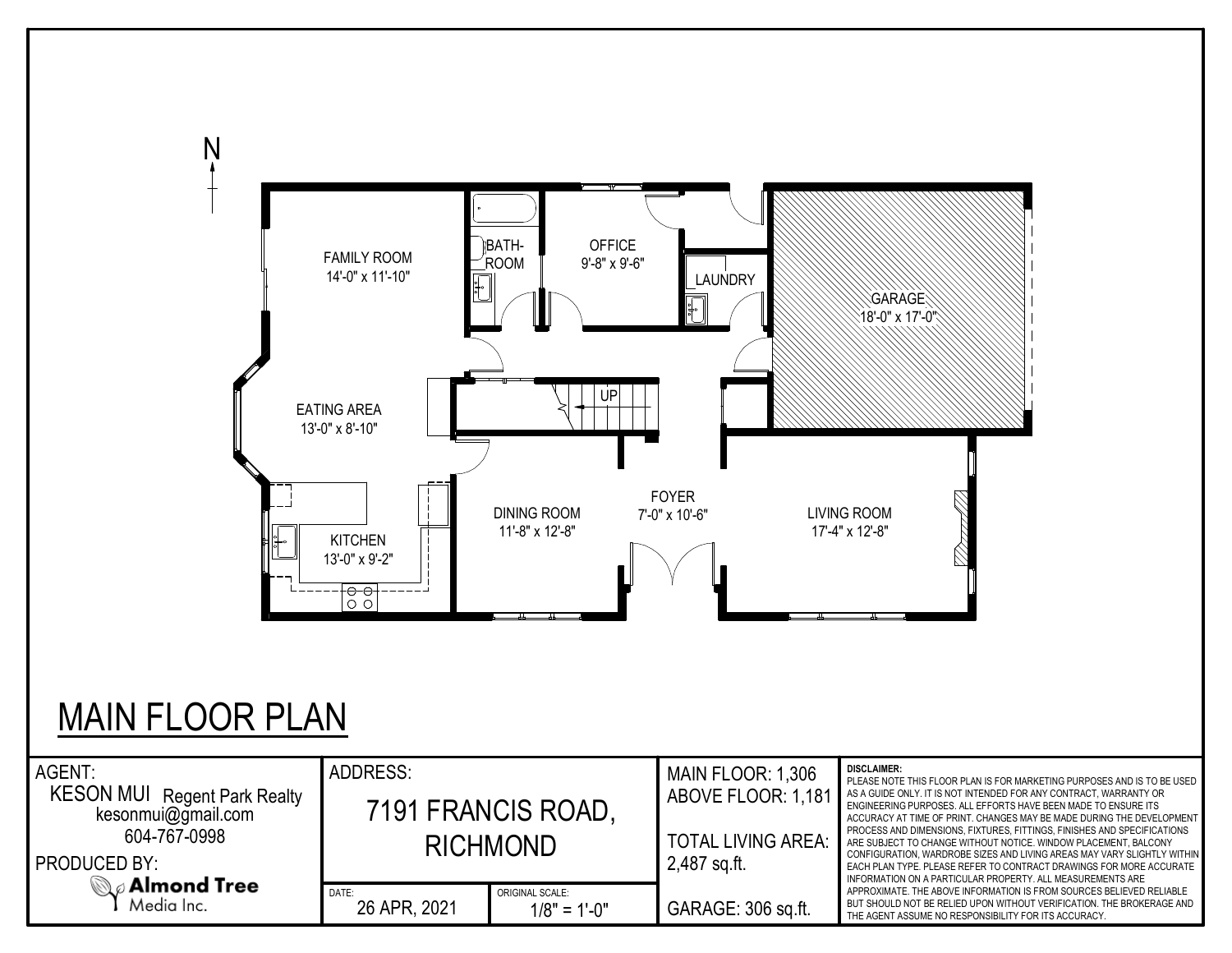N

FAMILY ROOM
14'-0" x 11'-10"

BATH-
ROOM

OFFICE
9'-8" x 9'-6"

LAUNDRY

GARAGE
18'-0" x 17'-0"

EATING AREA
13'-0" x 8'-10"

UP

KITCHEN
13'-0" x 9'-2"

DINING ROOM
11'-8" x 12'-8"

FOYER
7'-0" x 10'-6"

LIVING ROOM
17'-4" x 12'-8"

# MAIN FLOOR PLAN

| AGENT: KESON MUI Regent Park Realty kesonmui@gmail.com 604-767-0998 PRODUCED BY: Almond Tree Media Inc. | ADDRESS: 7191 FRANCIS ROAD, RICHMOND | | MAIN FLOOR: 1,306 ABOVE FLOOR: 1,181 TOTAL LIVING AREA: 2,487 sq.ft. | DISCLAIMER: PLEASE NOTE THIS FLOOR PLAN IS FOR MARKETING PURPOSES AND IS TO BE USED AS A GUIDE ONLY. IT IS NOT INTENDED FOR ANY CONTRACT, WARRANTY OR ENGINEERING PURPOSES. ALL EFFORTS HAVE BEEN MADE TO ENSURE ITS ACCURACY AT TIME OF PRINT. CHANGES MAY BE MADE DURING THE DEVELOPMENT PROCESS AND DIMENSIONS, FIXTURES, FITTINGS, FINISHES AND SPECIFICATIONS ARE SUBJECT TO CHANGE WITHOUT NOTICE. WINDOW PLACEMENT, BALCONY CONFIGURATION, WARDROBE SIZES AND LIVING AREAS MAY VARY SLIGHTLY WITHIN EACH PLAN TYPE. PLEASE REFER TO CONTRACT DRAWINGS FOR MORE ACCURATE INFORMATION ON A PARTICULAR PROPERTY. ALL MEASUREMENTS ARE APPROXIMATE. THE ABOVE INFORMATION IS FROM SOURCES BELIEVED RELIABLE BUT SHOULD NOT BE RELIED UPON WITHOUT VERIFICATION. THE BROKERAGE AND THE AGENT ASSUME NO RESPONSIBILITY FOR ITS ACCURACY. |
|---|---|---|---|---|
| | DATE: 26 APR, 2021 | ORIGINAL SCALE: 1/8" = 1'-0" | GARAGE: 306 sq.ft. | |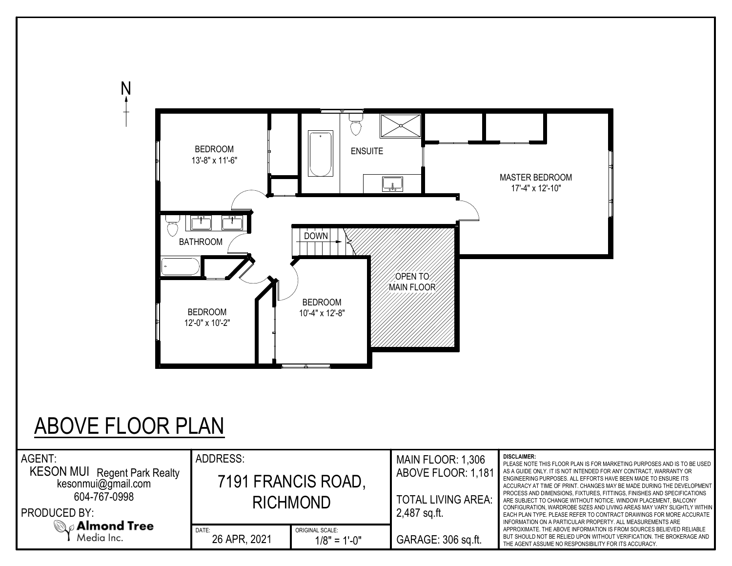N

BEDROOM
13'-8" x 11'-6"

ENSUITE

MASTER BEDROOM
17'-4" x 12'-10"

BATHROOM

DOWN

OPEN TO
MAIN FLOOR

BEDROOM
12'-0" x 10'-2"

BEDROOM
10'-4" x 12'-8"

# ABOVE FLOOR PLAN

| | | | |
|---|---|---|---|
| AGENT:<br>KESON MUI Regent Park Realty<br>kesonmui@gmail.com<br>604-767-0998<br>PRODUCED BY:<br>Almond Tree Media Inc. | ADDRESS:<br>7191 FRANCIS ROAD, RICHMOND<br><br>DATE: 26 APR, 2021 — ORIGINAL SCALE: 1/8" = 1'-0" | MAIN FLOOR: 1,306<br>ABOVE FLOOR: 1,181<br><br>TOTAL LIVING AREA: 2,487 sq.ft.<br><br>GARAGE: 306 sq.ft. | **DISCLAIMER:**<br>PLEASE NOTE THIS FLOOR PLAN IS FOR MARKETING PURPOSES AND IS TO BE USED AS A GUIDE ONLY. IT IS NOT INTENDED FOR ANY CONTRACT, WARRANTY OR ENGINEERING PURPOSES. ALL EFFORTS HAVE BEEN MADE TO ENSURE ITS ACCURACY AT TIME OF PRINT. CHANGES MAY BE MADE DURING THE DEVELOPMENT PROCESS AND DIMENSIONS, FIXTURES, FITTINGS, FINISHES AND SPECIFICATIONS ARE SUBJECT TO CHANGE WITHOUT NOTICE. WINDOW PLACEMENT, BALCONY CONFIGURATION, WARDROBE SIZES AND LIVING AREAS MAY VARY SLIGHTLY WITHIN EACH PLAN TYPE. PLEASE REFER TO CONTRACT DRAWINGS FOR MORE ACCURATE INFORMATION ON A PARTICULAR PROPERTY. ALL MEASUREMENTS ARE APPROXIMATE. THE ABOVE INFORMATION IS FROM SOURCES BELIEVED RELIABLE BUT SHOULD NOT BE RELIED UPON WITHOUT VERIFICATION. THE BROKERAGE AND THE AGENT ASSUME NO RESPONSIBILITY FOR ITS ACCURACY. |